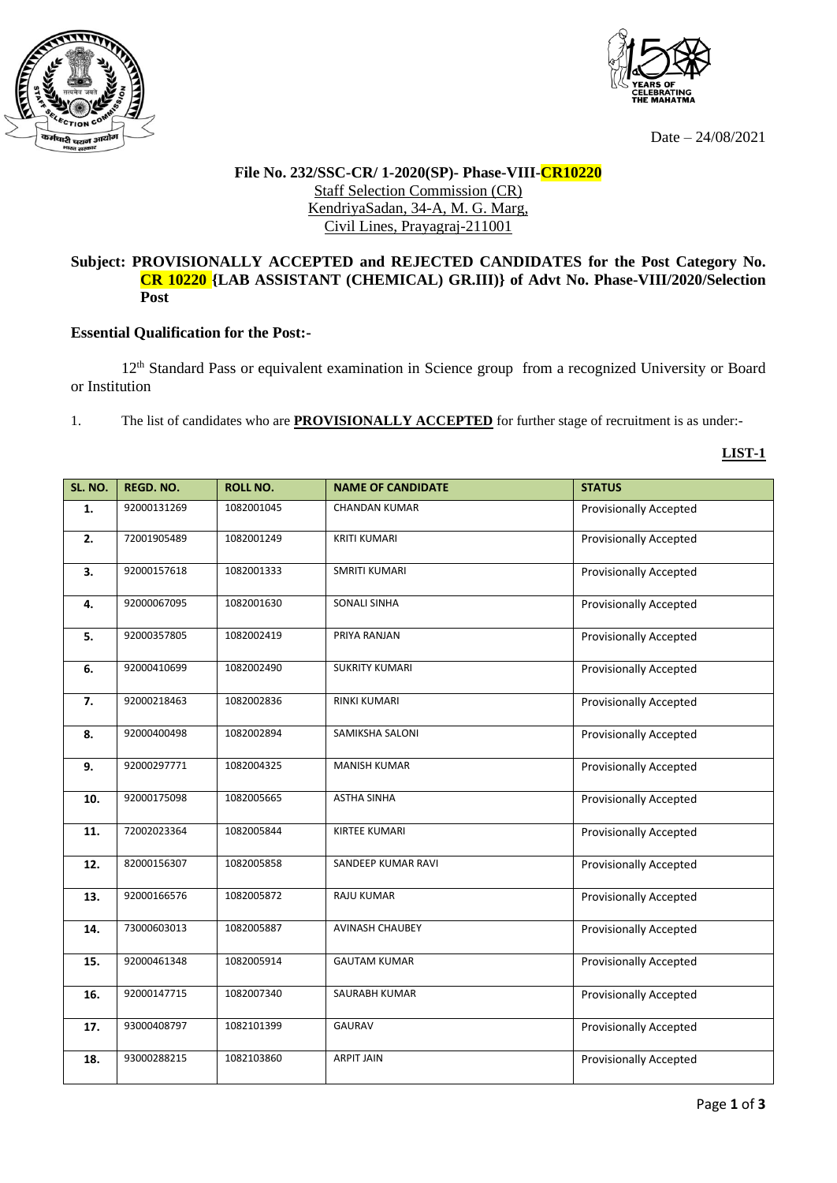Date – 24/08/2021

**File No. 232/SSC-CR/ 1-2020(SP)- Phase-VIII-CR10220**
Staff Selection Commission (CR)
KendriyaSadan, 34-A, M. G. Marg,
Civil Lines, Prayagraj-211001

**Subject: PROVISIONALLY ACCEPTED and REJECTED CANDIDATES for the Post Category No. CR 10220 {LAB ASSISTANT (CHEMICAL) GR.III)} of Advt No. Phase-VIII/2020/Selection Post**

**Essential Qualification for the Post:-**

12th Standard Pass or equivalent examination in Science group from a recognized University or Board or Institution

1. The list of candidates who are **PROVISIONALLY ACCEPTED** for further stage of recruitment is as under:-

**LIST-1**

| SL. NO. | REGD. NO. | ROLL NO. | NAME OF CANDIDATE | STATUS |
|---|---|---|---|---|
| 1. | 92000131269 | 1082001045 | CHANDAN KUMAR | Provisionally Accepted |
| 2. | 72001905489 | 1082001249 | KRITI KUMARI | Provisionally Accepted |
| 3. | 92000157618 | 1082001333 | SMRITI KUMARI | Provisionally Accepted |
| 4. | 92000067095 | 1082001630 | SONALI SINHA | Provisionally Accepted |
| 5. | 92000357805 | 1082002419 | PRIYA RANJAN | Provisionally Accepted |
| 6. | 92000410699 | 1082002490 | SUKRITY KUMARI | Provisionally Accepted |
| 7. | 92000218463 | 1082002836 | RINKI KUMARI | Provisionally Accepted |
| 8. | 92000400498 | 1082002894 | SAMIKSHA SALONI | Provisionally Accepted |
| 9. | 92000297771 | 1082004325 | MANISH KUMAR | Provisionally Accepted |
| 10. | 92000175098 | 1082005665 | ASTHA SINHA | Provisionally Accepted |
| 11. | 72002023364 | 1082005844 | KIRTEE KUMARI | Provisionally Accepted |
| 12. | 82000156307 | 1082005858 | SANDEEP KUMAR RAVI | Provisionally Accepted |
| 13. | 92000166576 | 1082005872 | RAJU KUMAR | Provisionally Accepted |
| 14. | 73000603013 | 1082005887 | AVINASH CHAUBEY | Provisionally Accepted |
| 15. | 92000461348 | 1082005914 | GAUTAM KUMAR | Provisionally Accepted |
| 16. | 92000147715 | 1082007340 | SAURABH KUMAR | Provisionally Accepted |
| 17. | 93000408797 | 1082101399 | GAURAV | Provisionally Accepted |
| 18. | 93000288215 | 1082103860 | ARPIT JAIN | Provisionally Accepted |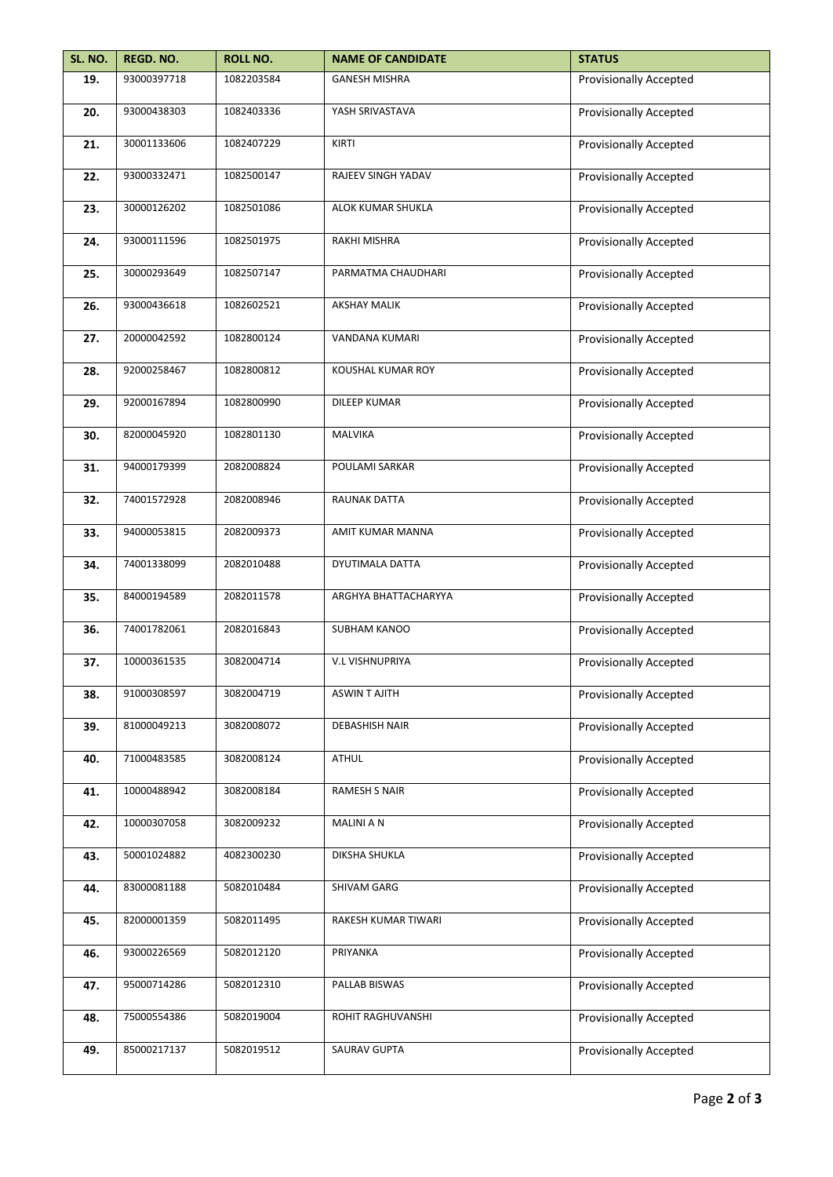| SL. NO. | REGD. NO. | ROLL NO. | NAME OF CANDIDATE | STATUS |
|---|---|---|---|---|
| 19. | 93000397718 | 1082203584 | GANESH MISHRA | Provisionally Accepted |
| 20. | 93000438303 | 1082403336 | YASH SRIVASTAVA | Provisionally Accepted |
| 21. | 30001133606 | 1082407229 | KIRTI | Provisionally Accepted |
| 22. | 93000332471 | 1082500147 | RAJEEV SINGH YADAV | Provisionally Accepted |
| 23. | 30000126202 | 1082501086 | ALOK KUMAR SHUKLA | Provisionally Accepted |
| 24. | 93000111596 | 1082501975 | RAKHI MISHRA | Provisionally Accepted |
| 25. | 30000293649 | 1082507147 | PARMATMA CHAUDHARI | Provisionally Accepted |
| 26. | 93000436618 | 1082602521 | AKSHAY MALIK | Provisionally Accepted |
| 27. | 20000042592 | 1082800124 | VANDANA KUMARI | Provisionally Accepted |
| 28. | 92000258467 | 1082800812 | KOUSHAL KUMAR ROY | Provisionally Accepted |
| 29. | 92000167894 | 1082800990 | DILEEP KUMAR | Provisionally Accepted |
| 30. | 82000045920 | 1082801130 | MALVIKA | Provisionally Accepted |
| 31. | 94000179399 | 2082008824 | POULAMI SARKAR | Provisionally Accepted |
| 32. | 74001572928 | 2082008946 | RAUNAK DATTA | Provisionally Accepted |
| 33. | 94000053815 | 2082009373 | AMIT KUMAR MANNA | Provisionally Accepted |
| 34. | 74001338099 | 2082010488 | DYUTIMALA DATTA | Provisionally Accepted |
| 35. | 84000194589 | 2082011578 | ARGHYA BHATTACHARYYA | Provisionally Accepted |
| 36. | 74001782061 | 2082016843 | SUBHAM KANOO | Provisionally Accepted |
| 37. | 10000361535 | 3082004714 | V.L VISHNUPRIYA | Provisionally Accepted |
| 38. | 91000308597 | 3082004719 | ASWIN T AJITH | Provisionally Accepted |
| 39. | 81000049213 | 3082008072 | DEBASHISH NAIR | Provisionally Accepted |
| 40. | 71000483585 | 3082008124 | ATHUL | Provisionally Accepted |
| 41. | 10000488942 | 3082008184 | RAMESH S NAIR | Provisionally Accepted |
| 42. | 10000307058 | 3082009232 | MALINI A N | Provisionally Accepted |
| 43. | 50001024882 | 4082300230 | DIKSHA SHUKLA | Provisionally Accepted |
| 44. | 83000081188 | 5082010484 | SHIVAM GARG | Provisionally Accepted |
| 45. | 82000001359 | 5082011495 | RAKESH KUMAR TIWARI | Provisionally Accepted |
| 46. | 93000226569 | 5082012120 | PRIYANKA | Provisionally Accepted |
| 47. | 95000714286 | 5082012310 | PALLAB BISWAS | Provisionally Accepted |
| 48. | 75000554386 | 5082019004 | ROHIT RAGHUVANSHI | Provisionally Accepted |
| 49. | 85000217137 | 5082019512 | SAURAV GUPTA | Provisionally Accepted |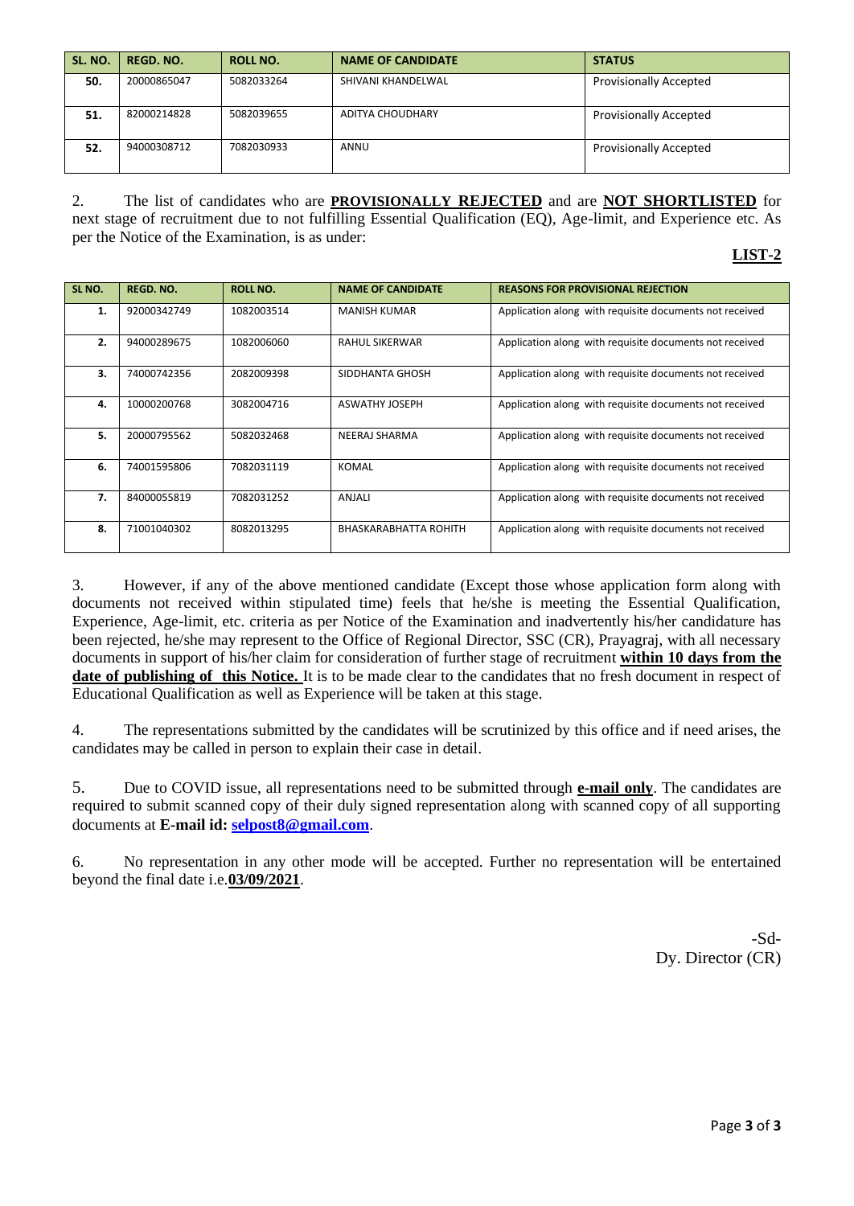| SL. NO. | REGD. NO. | ROLL NO. | NAME OF CANDIDATE | STATUS |
|---|---|---|---|---|
| 50. | 20000865047 | 5082033264 | SHIVANI KHANDELWAL | Provisionally Accepted |
| 51. | 82000214828 | 5082039655 | ADITYA CHOUDHARY | Provisionally Accepted |
| 52. | 94000308712 | 7082030933 | ANNU | Provisionally Accepted |

2. The list of candidates who are **PROVISIONALLY REJECTED** and are **NOT SHORTLISTED** for next stage of recruitment due to not fulfilling Essential Qualification (EQ), Age-limit, and Experience etc. As per the Notice of the Examination, is as under:

**LIST-2**

| SL NO. | REGD. NO. | ROLL NO. | NAME OF CANDIDATE | REASONS FOR PROVISIONAL REJECTION |
|---|---|---|---|---|
| 1. | 92000342749 | 1082003514 | MANISH KUMAR | Application along with requisite documents not received |
| 2. | 94000289675 | 1082006060 | RAHUL SIKERWAR | Application along with requisite documents not received |
| 3. | 74000742356 | 2082009398 | SIDDHANTA GHOSH | Application along with requisite documents not received |
| 4. | 10000200768 | 3082004716 | ASWATHY JOSEPH | Application along with requisite documents not received |
| 5. | 20000795562 | 5082032468 | NEERAJ SHARMA | Application along with requisite documents not received |
| 6. | 74001595806 | 7082031119 | KOMAL | Application along with requisite documents not received |
| 7. | 84000055819 | 7082031252 | ANJALI | Application along with requisite documents not received |
| 8. | 71001040302 | 8082013295 | BHASKARABHATTA ROHITH | Application along with requisite documents not received |

3. However, if any of the above mentioned candidate (Except those whose application form along with documents not received within stipulated time) feels that he/she is meeting the Essential Qualification, Experience, Age-limit, etc. criteria as per Notice of the Examination and inadvertently his/her candidature has been rejected, he/she may represent to the Office of Regional Director, SSC (CR), Prayagraj, with all necessary documents in support of his/her claim for consideration of further stage of recruitment **within 10 days from the date of publishing of this Notice.** It is to be made clear to the candidates that no fresh document in respect of Educational Qualification as well as Experience will be taken at this stage.

4. The representations submitted by the candidates will be scrutinized by this office and if need arises, the candidates may be called in person to explain their case in detail.

5. Due to COVID issue, all representations need to be submitted through **e-mail only**. The candidates are required to submit scanned copy of their duly signed representation along with scanned copy of all supporting documents at **E-mail id: selpost8@gmail.com**.

6. No representation in any other mode will be accepted. Further no representation will be entertained beyond the final date i.e.**03/09/2021**.

-Sd-
Dy. Director (CR)